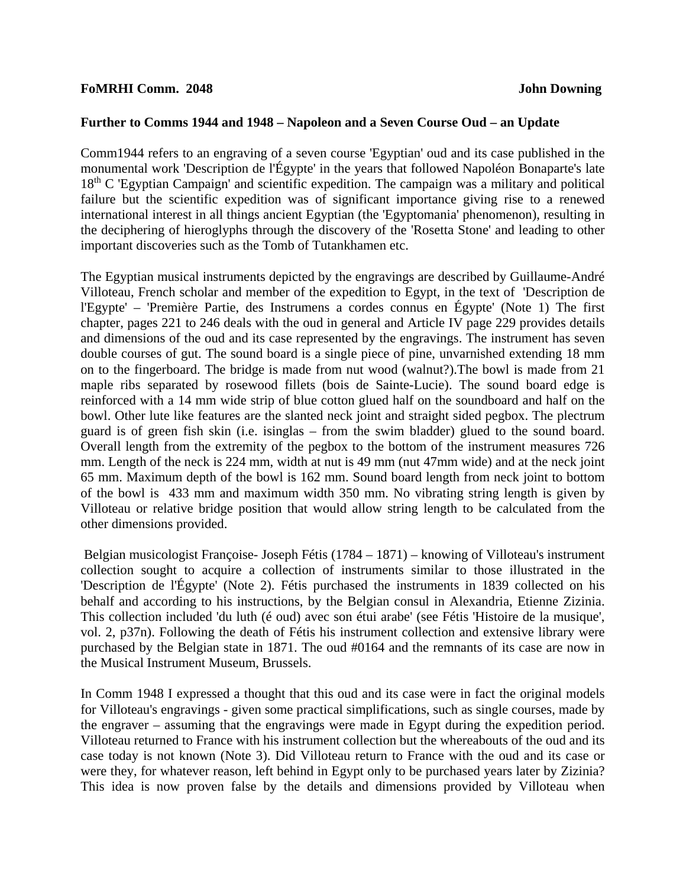**FoMRHI Comm. 2048** **John Downing**

**Further to Comms 1944 and 1948 – Napoleon and a Seven Course Oud – an Update**

Comm1944 refers to an engraving of a seven course 'Egyptian' oud and its case published in the monumental work 'Description de l'Égypte' in the years that followed Napoléon Bonaparte's late 18th C 'Egyptian Campaign' and scientific expedition. The campaign was a military and political failure but the scientific expedition was of significant importance giving rise to a renewed international interest in all things ancient Egyptian (the 'Egyptomania' phenomenon), resulting in the deciphering of hieroglyphs through the discovery of the 'Rosetta Stone' and leading to other important discoveries such as the Tomb of Tutankhamen etc.

The Egyptian musical instruments depicted by the engravings are described by Guillaume-André Villoteau, French scholar and member of the expedition to Egypt, in the text of 'Description de l'Egypte' – 'Première Partie, des Instrumens a cordes connus en Égypte' (Note 1) The first chapter, pages 221 to 246 deals with the oud in general and Article IV page 229 provides details and dimensions of the oud and its case represented by the engravings. The instrument has seven double courses of gut. The sound board is a single piece of pine, unvarnished extending 18 mm on to the fingerboard. The bridge is made from nut wood (walnut?).The bowl is made from 21 maple ribs separated by rosewood fillets (bois de Sainte-Lucie). The sound board edge is reinforced with a 14 mm wide strip of blue cotton glued half on the soundboard and half on the bowl. Other lute like features are the slanted neck joint and straight sided pegbox. The plectrum guard is of green fish skin (i.e. isinglas – from the swim bladder) glued to the sound board. Overall length from the extremity of the pegbox to the bottom of the instrument measures 726 mm. Length of the neck is 224 mm, width at nut is 49 mm (nut 47mm wide) and at the neck joint 65 mm. Maximum depth of the bowl is 162 mm. Sound board length from neck joint to bottom of the bowl is 433 mm and maximum width 350 mm. No vibrating string length is given by Villoteau or relative bridge position that would allow string length to be calculated from the other dimensions provided.

Belgian musicologist Françoise- Joseph Fétis (1784 – 1871) – knowing of Villoteau's instrument collection sought to acquire a collection of instruments similar to those illustrated in the 'Description de l'Égypte' (Note 2). Fétis purchased the instruments in 1839 collected on his behalf and according to his instructions, by the Belgian consul in Alexandria, Etienne Zizinia. This collection included 'du luth (é oud) avec son étui arabe' (see Fétis 'Histoire de la musique', vol. 2, p37n). Following the death of Fétis his instrument collection and extensive library were purchased by the Belgian state in 1871. The oud #0164 and the remnants of its case are now in the Musical Instrument Museum, Brussels.

In Comm 1948 I expressed a thought that this oud and its case were in fact the original models for Villoteau's engravings - given some practical simplifications, such as single courses, made by the engraver – assuming that the engravings were made in Egypt during the expedition period. Villoteau returned to France with his instrument collection but the whereabouts of the oud and its case today is not known (Note 3). Did Villoteau return to France with the oud and its case or were they, for whatever reason, left behind in Egypt only to be purchased years later by Zizinia? This idea is now proven false by the details and dimensions provided by Villoteau when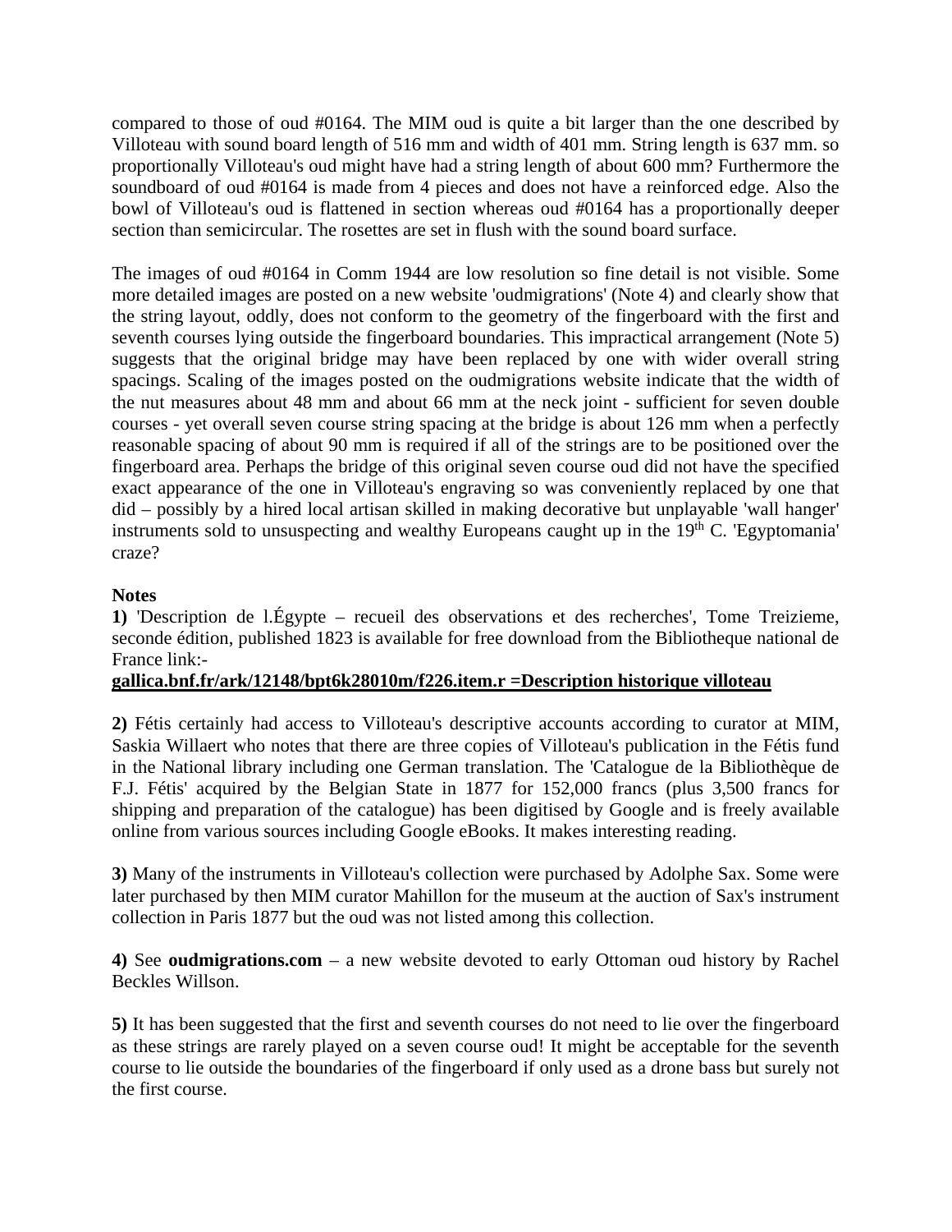compared to those of oud #0164. The MIM oud is quite a bit larger than the one described by Villoteau with sound board length of 516 mm and width of 401 mm. String length is 637 mm. so proportionally Villoteau's oud might have had a string length of about 600 mm? Furthermore the soundboard of oud #0164 is made from 4 pieces and does not have a reinforced edge. Also the bowl of Villoteau's oud is flattened in section whereas oud #0164 has a proportionally deeper section than semicircular. The rosettes are set in flush with the sound board surface.

The images of oud #0164 in Comm 1944 are low resolution so fine detail is not visible. Some more detailed images are posted on a new website 'oudmigrations' (Note 4) and clearly show that the string layout, oddly, does not conform to the geometry of the fingerboard with the first and seventh courses lying outside the fingerboard boundaries. This impractical arrangement (Note 5) suggests that the original bridge may have been replaced by one with wider overall string spacings. Scaling of the images posted on the oudmigrations website indicate that the width of the nut measures about 48 mm and about 66 mm at the neck joint - sufficient for seven double courses - yet overall seven course string spacing at the bridge is about 126 mm when a perfectly reasonable spacing of about 90 mm is required if all of the strings are to be positioned over the fingerboard area. Perhaps the bridge of this original seven course oud did not have the specified exact appearance of the one in Villoteau's engraving so was conveniently replaced by one that did – possibly by a hired local artisan skilled in making decorative but unplayable 'wall hanger' instruments sold to unsuspecting and wealthy Europeans caught up in the 19th C. 'Egyptomania' craze?

**Notes**

**1)** 'Description de l.Égypte – recueil des observations et des recherches', Tome Treizieme, seconde édition, published 1823 is available for free download from the Bibliotheque national de France link:-
**gallica.bnf.fr/ark/12148/bpt6k28010m/f226.item.r =Description historique villoteau**

**2)** Fétis certainly had access to Villoteau's descriptive accounts according to curator at MIM, Saskia Willaert who notes that there are three copies of Villoteau's publication in the Fétis fund in the National library including one German translation. The 'Catalogue de la Bibliothèque de F.J. Fétis' acquired by the Belgian State in 1877 for 152,000 francs (plus 3,500 francs for shipping and preparation of the catalogue) has been digitised by Google and is freely available online from various sources including Google eBooks. It makes interesting reading.

**3)** Many of the instruments in Villoteau's collection were purchased by Adolphe Sax. Some were later purchased by then MIM curator Mahillon for the museum at the auction of Sax's instrument collection in Paris 1877 but the oud was not listed among this collection.

**4)** See **oudmigrations.com** – a new website devoted to early Ottoman oud history by Rachel Beckles Willson.

**5)** It has been suggested that the first and seventh courses do not need to lie over the fingerboard as these strings are rarely played on a seven course oud! It might be acceptable for the seventh course to lie outside the boundaries of the fingerboard if only used as a drone bass but surely not the first course.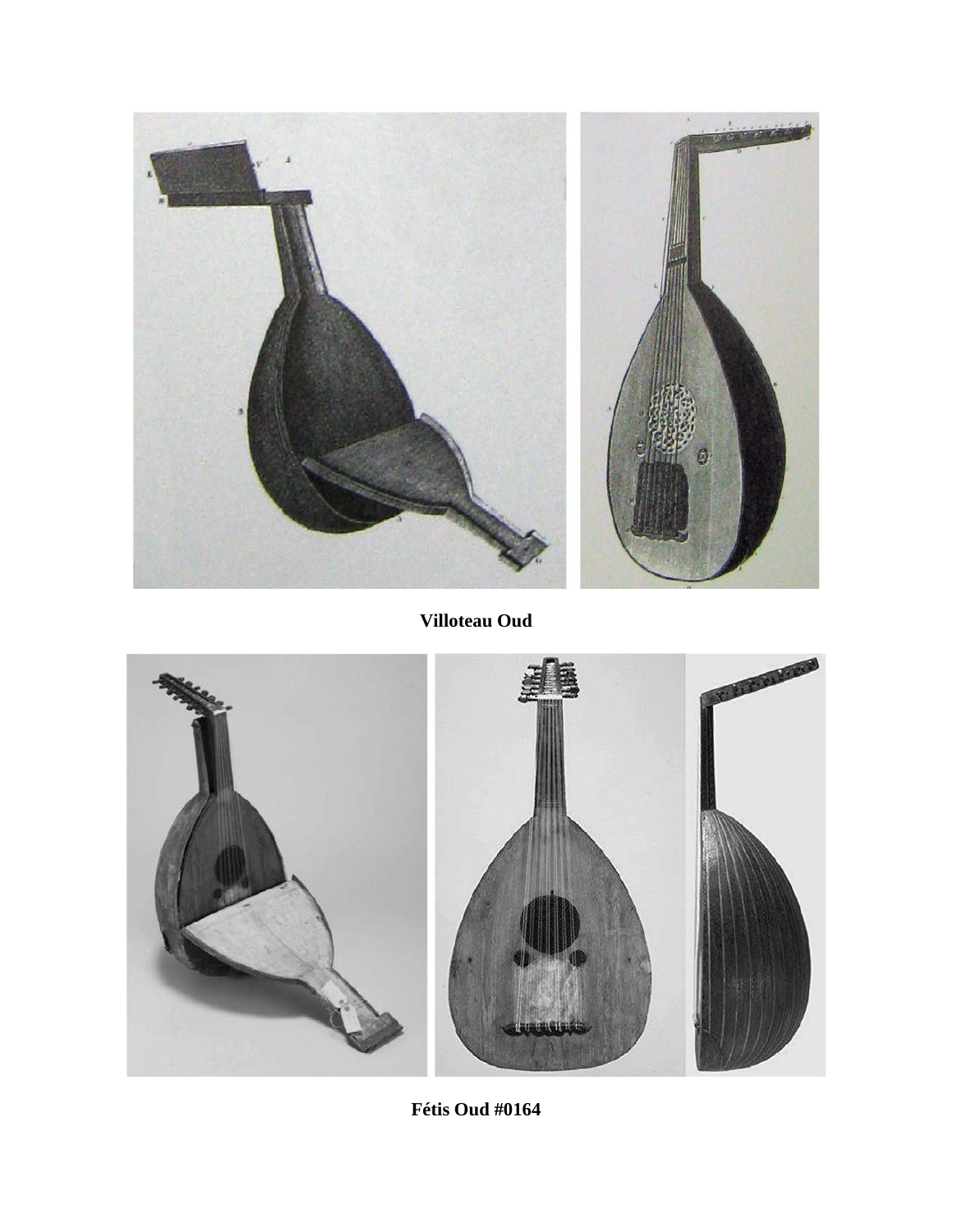**Villoteau Oud**

**Fétis Oud #0164**